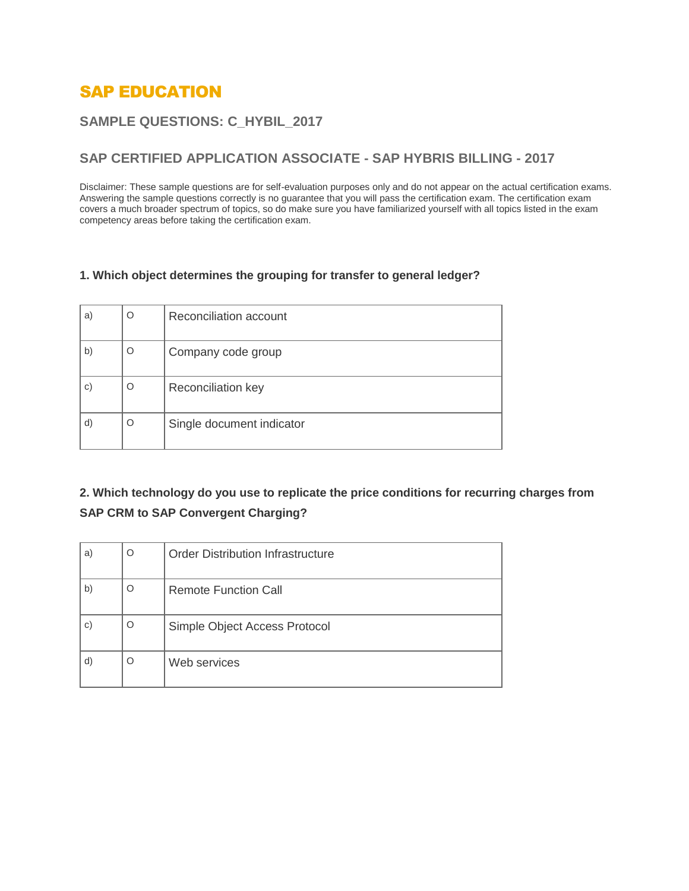# SAP EDUCATION

## SAMPLE QUESTIONS: C_HYBIL_2017

## SAP CERTIFIED APPLICATION ASSOCIATE - SAP HYBRIS BILLING - 2017

Disclaimer: These sample questions are for self-evaluation purposes only and do not appear on the actual certification exams. Answering the sample questions correctly is no guarantee that you will pass the certification exam. The certification exam covers a much broader spectrum of topics, so do make sure you have familiarized yourself with all topics listed in the exam competency areas before taking the certification exam.

**1. Which object determines the grouping for transfer to general ledger?**

| | | |
|---|---|---|
| a) | O | Reconciliation account |
| b) | O | Company code group |
| c) | O | Reconciliation key |
| d) | O | Single document indicator |

**2. Which technology do you use to replicate the price conditions for recurring charges from SAP CRM to SAP Convergent Charging?**

| | | |
|---|---|---|
| a) | O | Order Distribution Infrastructure |
| b) | O | Remote Function Call |
| c) | O | Simple Object Access Protocol |
| d) | O | Web services |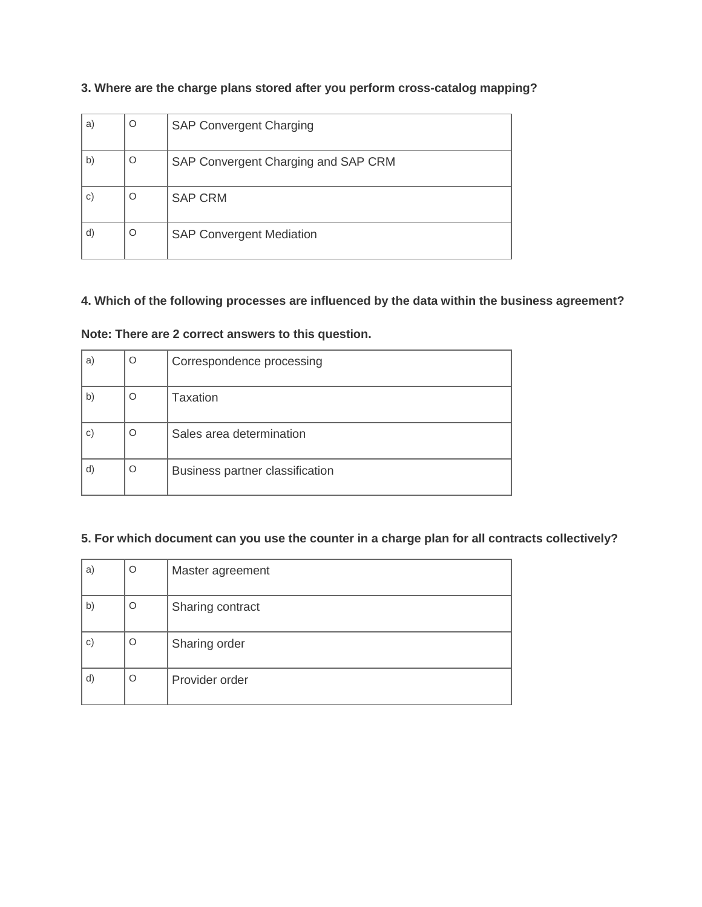**3. Where are the charge plans stored after you perform cross-catalog mapping?**

| | | |
|---|---|---|
| a) | O | SAP Convergent Charging |
| b) | O | SAP Convergent Charging and SAP CRM |
| c) | O | SAP CRM |
| d) | O | SAP Convergent Mediation |

**4. Which of the following processes are influenced by the data within the business agreement?**

**Note: There are 2 correct answers to this question.**

| | | |
|---|---|---|
| a) | O | Correspondence processing |
| b) | O | Taxation |
| c) | O | Sales area determination |
| d) | O | Business partner classification |

**5. For which document can you use the counter in a charge plan for all contracts collectively?**

| | | |
|---|---|---|
| a) | O | Master agreement |
| b) | O | Sharing contract |
| c) | O | Sharing order |
| d) | O | Provider order |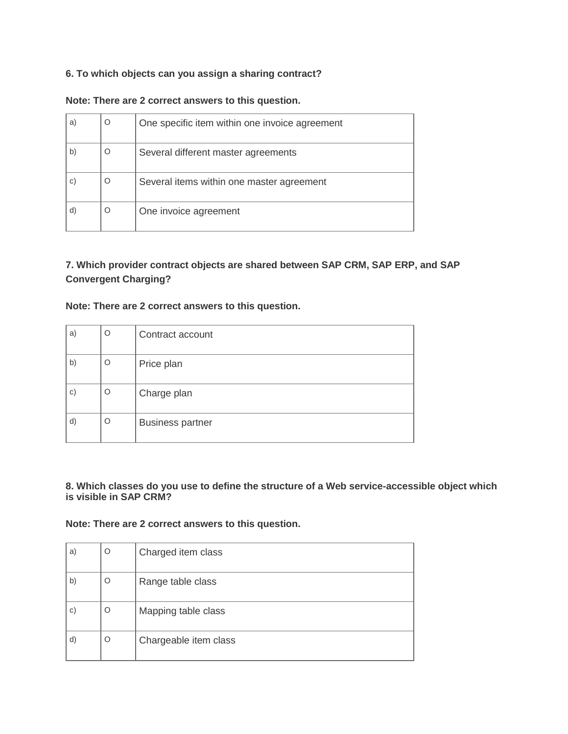**6. To which objects can you assign a sharing contract?**

**Note: There are 2 correct answers to this question.**

| | | |
|---|---|---|
| a) | O | One specific item within one invoice agreement |
| b) | O | Several different master agreements |
| c) | O | Several items within one master agreement |
| d) | O | One invoice agreement |

**7. Which provider contract objects are shared between SAP CRM, SAP ERP, and SAP Convergent Charging?**

**Note: There are 2 correct answers to this question.**

| | | |
|---|---|---|
| a) | O | Contract account |
| b) | O | Price plan |
| c) | O | Charge plan |
| d) | O | Business partner |

**8. Which classes do you use to define the structure of a Web service-accessible object which is visible in SAP CRM?**

**Note: There are 2 correct answers to this question.**

| | | |
|---|---|---|
| a) | O | Charged item class |
| b) | O | Range table class |
| c) | O | Mapping table class |
| d) | O | Chargeable item class |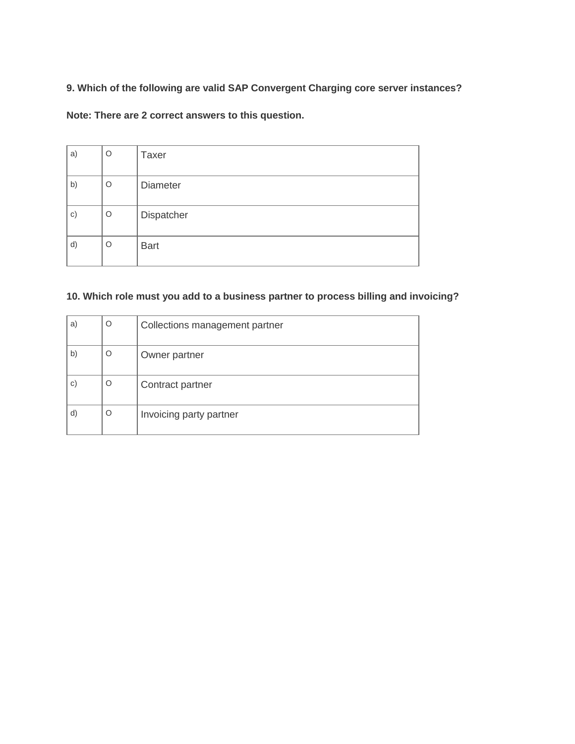**9. Which of the following are valid SAP Convergent Charging core server instances?**

**Note: There are 2 correct answers to this question.**

| | | |
|---|---|---|
| a) | O | Taxer |
| b) | O | Diameter |
| c) | O | Dispatcher |
| d) | O | Bart |

**10. Which role must you add to a business partner to process billing and invoicing?**

| | | |
|---|---|---|
| a) | O | Collections management partner |
| b) | O | Owner partner |
| c) | O | Contract partner |
| d) | O | Invoicing party partner |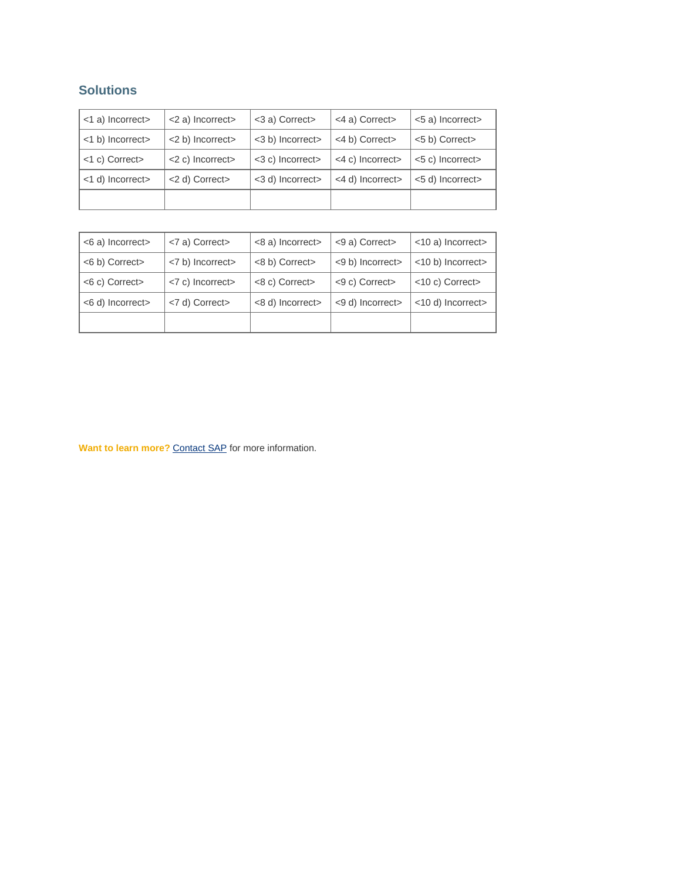## Solutions

| | | | | |
|---|---|---|---|---|
| <1 a) Incorrect> | <2 a) Incorrect> | <3 a) Correct> | <4 a) Correct> | <5 a) Incorrect> |
| <1 b) Incorrect> | <2 b) Incorrect> | <3 b) Incorrect> | <4 b) Correct> | <5 b) Correct> |
| <1 c) Correct> | <2 c) Incorrect> | <3 c) Incorrect> | <4 c) Incorrect> | <5 c) Incorrect> |
| <1 d) Incorrect> | <2 d) Correct> | <3 d) Incorrect> | <4 d) Incorrect> | <5 d) Incorrect> |
| | | | | |

| | | | | |
|---|---|---|---|---|
| <6 a) Incorrect> | <7 a) Correct> | <8 a) Incorrect> | <9 a) Correct> | <10 a) Incorrect> |
| <6 b) Correct> | <7 b) Incorrect> | <8 b) Correct> | <9 b) Incorrect> | <10 b) Incorrect> |
| <6 c) Correct> | <7 c) Incorrect> | <8 c) Correct> | <9 c) Correct> | <10 c) Correct> |
| <6 d) Incorrect> | <7 d) Correct> | <8 d) Incorrect> | <9 d) Incorrect> | <10 d) Incorrect> |
| | | | | |

**Want to learn more?** Contact SAP for more information.